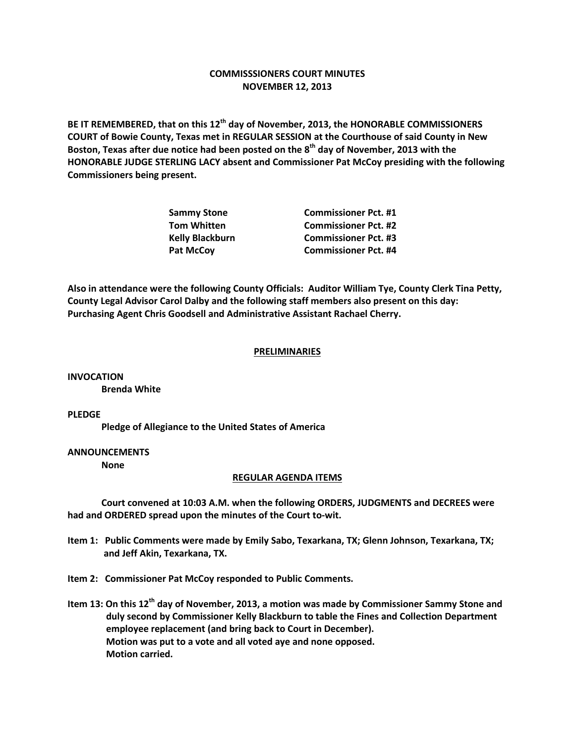# COMMISSSIONERS COURT MINUTES
## NOVEMBER 12, 2013

**BE IT REMEMBERED, that on this 12th day of November, 2013, the HONORABLE COMMISSIONERS COURT of Bowie County, Texas met in REGULAR SESSION at the Courthouse of said County in New Boston, Texas after due notice had been posted on the 8th day of November, 2013 with the HONORABLE JUDGE STERLING LACY absent and Commissioner Pat McCoy presiding with the following Commissioners being present.**

| | |
|---|---|
| **Sammy Stone** | **Commissioner Pct. #1** |
| **Tom Whitten** | **Commissioner Pct. #2** |
| **Kelly Blackburn** | **Commissioner Pct. #3** |
| **Pat McCoy** | **Commissioner Pct. #4** |

**Also in attendance were the following County Officials: Auditor William Tye, County Clerk Tina Petty, County Legal Advisor Carol Dalby and the following staff members also present on this day: Purchasing Agent Chris Goodsell and Administrative Assistant Rachael Cherry.**

## PRELIMINARIES

**INVOCATION**
**Brenda White**

**PLEDGE**
**Pledge of Allegiance to the United States of America**

**ANNOUNCEMENTS**
**None**

## REGULAR AGENDA ITEMS

**Court convened at 10:03 A.M. when the following ORDERS, JUDGMENTS and DECREES were had and ORDERED spread upon the minutes of the Court to-wit.**

**Item 1: Public Comments were made by Emily Sabo, Texarkana, TX; Glenn Johnson, Texarkana, TX; and Jeff Akin, Texarkana, TX.**

**Item 2: Commissioner Pat McCoy responded to Public Comments.**

**Item 13: On this 12th day of November, 2013, a motion was made by Commissioner Sammy Stone and duly second by Commissioner Kelly Blackburn to table the Fines and Collection Department employee replacement (and bring back to Court in December).**
**Motion was put to a vote and all voted aye and none opposed.**
**Motion carried.**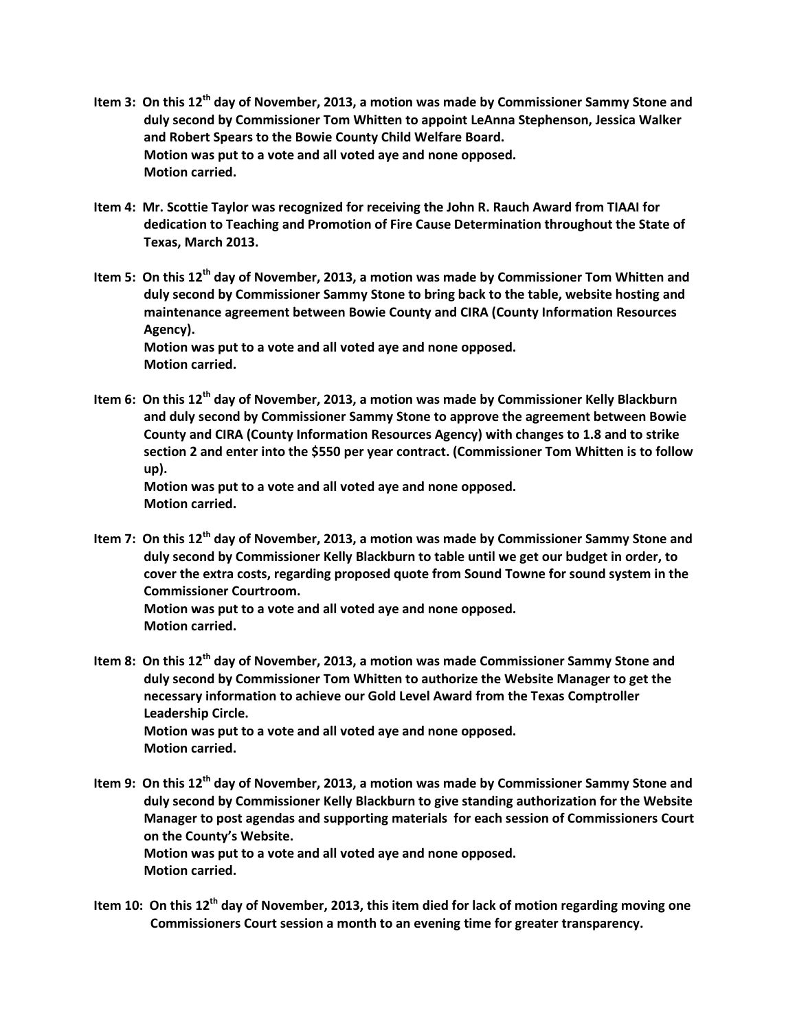**Item 3: On this 12th day of November, 2013, a motion was made by Commissioner Sammy Stone and duly second by Commissioner Tom Whitten to appoint LeAnna Stephenson, Jessica Walker and Robert Spears to the Bowie County Child Welfare Board.**
**Motion was put to a vote and all voted aye and none opposed.**
**Motion carried.**

**Item 4: Mr. Scottie Taylor was recognized for receiving the John R. Rauch Award from TIAAI for dedication to Teaching and Promotion of Fire Cause Determination throughout the State of Texas, March 2013.**

**Item 5: On this 12th day of November, 2013, a motion was made by Commissioner Tom Whitten and duly second by Commissioner Sammy Stone to bring back to the table, website hosting and maintenance agreement between Bowie County and CIRA (County Information Resources Agency).**
**Motion was put to a vote and all voted aye and none opposed.**
**Motion carried.**

**Item 6: On this 12th day of November, 2013, a motion was made by Commissioner Kelly Blackburn and duly second by Commissioner Sammy Stone to approve the agreement between Bowie County and CIRA (County Information Resources Agency) with changes to 1.8 and to strike section 2 and enter into the $550 per year contract. (Commissioner Tom Whitten is to follow up).**
**Motion was put to a vote and all voted aye and none opposed.**
**Motion carried.**

**Item 7: On this 12th day of November, 2013, a motion was made by Commissioner Sammy Stone and duly second by Commissioner Kelly Blackburn to table until we get our budget in order, to cover the extra costs, regarding proposed quote from Sound Towne for sound system in the Commissioner Courtroom.**
**Motion was put to a vote and all voted aye and none opposed.**
**Motion carried.**

**Item 8: On this 12th day of November, 2013, a motion was made Commissioner Sammy Stone and duly second by Commissioner Tom Whitten to authorize the Website Manager to get the necessary information to achieve our Gold Level Award from the Texas Comptroller Leadership Circle.**
**Motion was put to a vote and all voted aye and none opposed.**
**Motion carried.**

**Item 9: On this 12th day of November, 2013, a motion was made by Commissioner Sammy Stone and duly second by Commissioner Kelly Blackburn to give standing authorization for the Website Manager to post agendas and supporting materials for each session of Commissioners Court on the County's Website.**
**Motion was put to a vote and all voted aye and none opposed.**
**Motion carried.**

**Item 10: On this 12th day of November, 2013, this item died for lack of motion regarding moving one Commissioners Court session a month to an evening time for greater transparency.**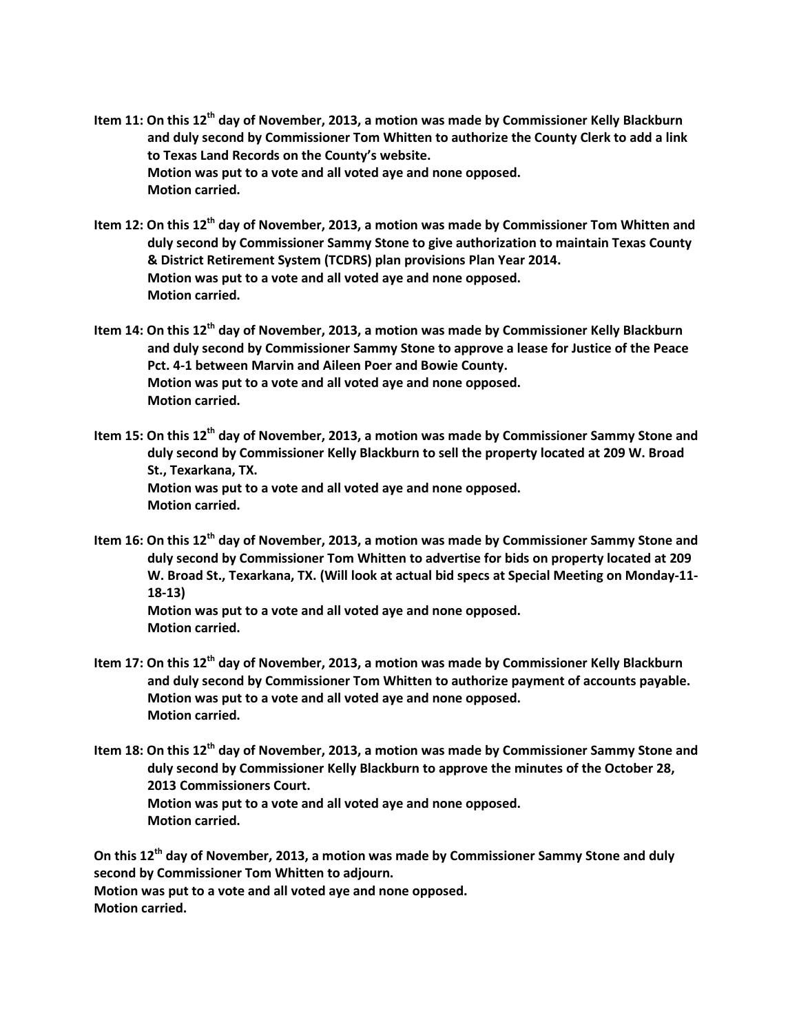**Item 11: On this 12th day of November, 2013, a motion was made by Commissioner Kelly Blackburn and duly second by Commissioner Tom Whitten to authorize the County Clerk to add a link to Texas Land Records on the County's website.**
**Motion was put to a vote and all voted aye and none opposed.**
**Motion carried.**

**Item 12: On this 12th day of November, 2013, a motion was made by Commissioner Tom Whitten and duly second by Commissioner Sammy Stone to give authorization to maintain Texas County & District Retirement System (TCDRS) plan provisions Plan Year 2014.**
**Motion was put to a vote and all voted aye and none opposed.**
**Motion carried.**

**Item 14: On this 12th day of November, 2013, a motion was made by Commissioner Kelly Blackburn and duly second by Commissioner Sammy Stone to approve a lease for Justice of the Peace Pct. 4-1 between Marvin and Aileen Poer and Bowie County.**
**Motion was put to a vote and all voted aye and none opposed.**
**Motion carried.**

**Item 15: On this 12th day of November, 2013, a motion was made by Commissioner Sammy Stone and duly second by Commissioner Kelly Blackburn to sell the property located at 209 W. Broad St., Texarkana, TX.**
**Motion was put to a vote and all voted aye and none opposed.**
**Motion carried.**

**Item 16: On this 12th day of November, 2013, a motion was made by Commissioner Sammy Stone and duly second by Commissioner Tom Whitten to advertise for bids on property located at 209 W. Broad St., Texarkana, TX. (Will look at actual bid specs at Special Meeting on Monday-11-18-13)**
**Motion was put to a vote and all voted aye and none opposed.**
**Motion carried.**

**Item 17: On this 12th day of November, 2013, a motion was made by Commissioner Kelly Blackburn and duly second by Commissioner Tom Whitten to authorize payment of accounts payable.**
**Motion was put to a vote and all voted aye and none opposed.**
**Motion carried.**

**Item 18: On this 12th day of November, 2013, a motion was made by Commissioner Sammy Stone and duly second by Commissioner Kelly Blackburn to approve the minutes of the October 28, 2013 Commissioners Court.**
**Motion was put to a vote and all voted aye and none opposed.**
**Motion carried.**

**On this 12th day of November, 2013, a motion was made by Commissioner Sammy Stone and duly second by Commissioner Tom Whitten to adjourn.**
**Motion was put to a vote and all voted aye and none opposed.**
**Motion carried.**